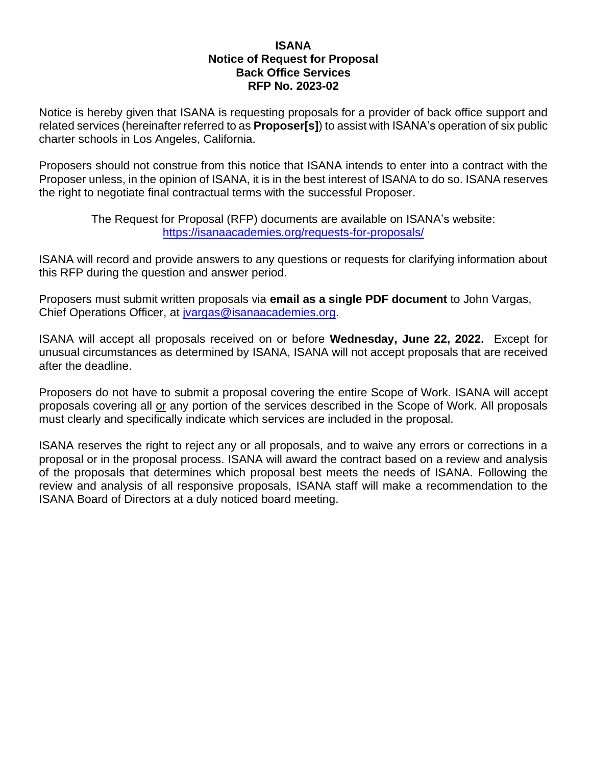# ISANA
## Notice of Request for Proposal
## Back Office Services
## RFP No. 2023-02

Notice is hereby given that ISANA is requesting proposals for a provider of back office support and related services (hereinafter referred to as **Proposer[s]**) to assist with ISANA's operation of six public charter schools in Los Angeles, California.

Proposers should not construe from this notice that ISANA intends to enter into a contract with the Proposer unless, in the opinion of ISANA, it is in the best interest of ISANA to do so. ISANA reserves the right to negotiate final contractual terms with the successful Proposer.

The Request for Proposal (RFP) documents are available on ISANA's website: [https://isanaacademies.org/requests-for-proposals/](https://isanaacademies.org/requests-for-proposals/)

ISANA will record and provide answers to any questions or requests for clarifying information about this RFP during the question and answer period.

Proposers must submit written proposals via **email as a single PDF document** to John Vargas, Chief Operations Officer, at [jvargas@isanaacademies.org](mailto:jvargas@isanaacademies.org).

ISANA will accept all proposals received on or before **Wednesday, June 22, 2022.** Except for unusual circumstances as determined by ISANA, ISANA will not accept proposals that are received after the deadline.

Proposers do not have to submit a proposal covering the entire Scope of Work. ISANA will accept proposals covering all or any portion of the services described in the Scope of Work. All proposals must clearly and specifically indicate which services are included in the proposal.

ISANA reserves the right to reject any or all proposals, and to waive any errors or corrections in a proposal or in the proposal process. ISANA will award the contract based on a review and analysis of the proposals that determines which proposal best meets the needs of ISANA. Following the review and analysis of all responsive proposals, ISANA staff will make a recommendation to the ISANA Board of Directors at a duly noticed board meeting.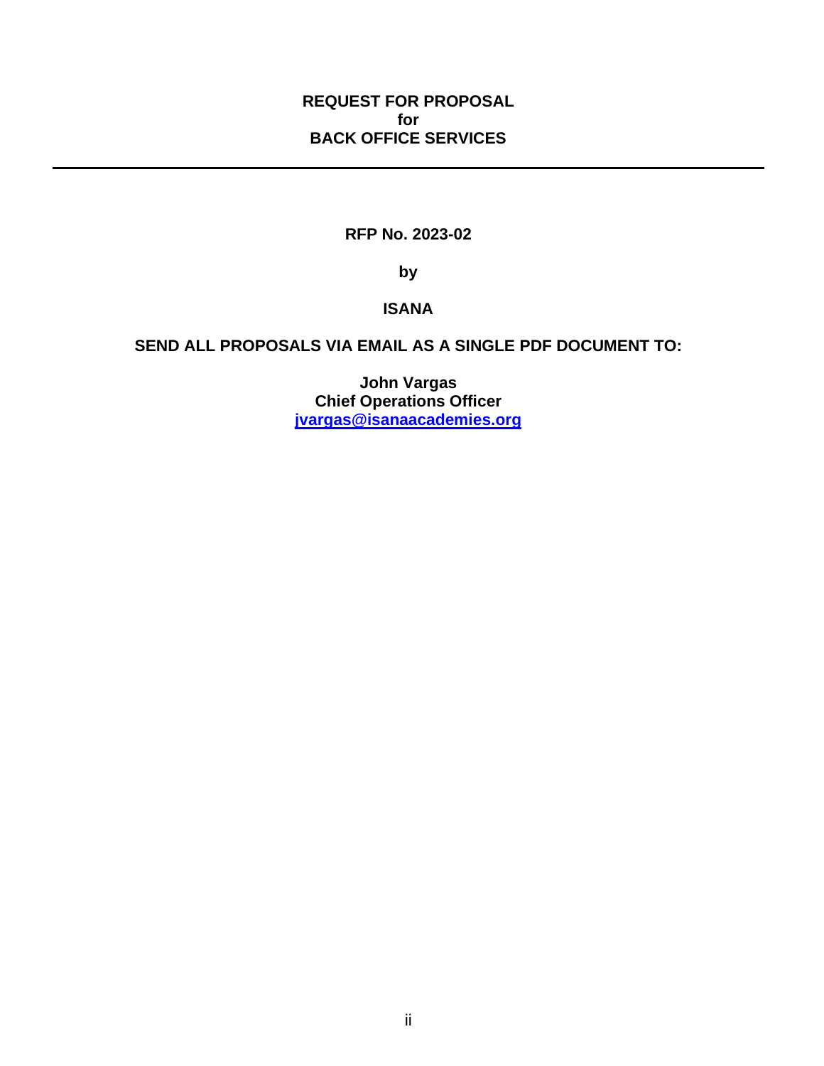# REQUEST FOR PROPOSAL
# for
# BACK OFFICE SERVICES

---

**RFP No. 2023-02**

**by**

**ISANA**

**SEND ALL PROPOSALS VIA EMAIL AS A SINGLE PDF DOCUMENT TO:**

**John Vargas**
**Chief Operations Officer**
**[jvargas@isanaacademies.org](mailto:jvargas@isanaacademies.org)**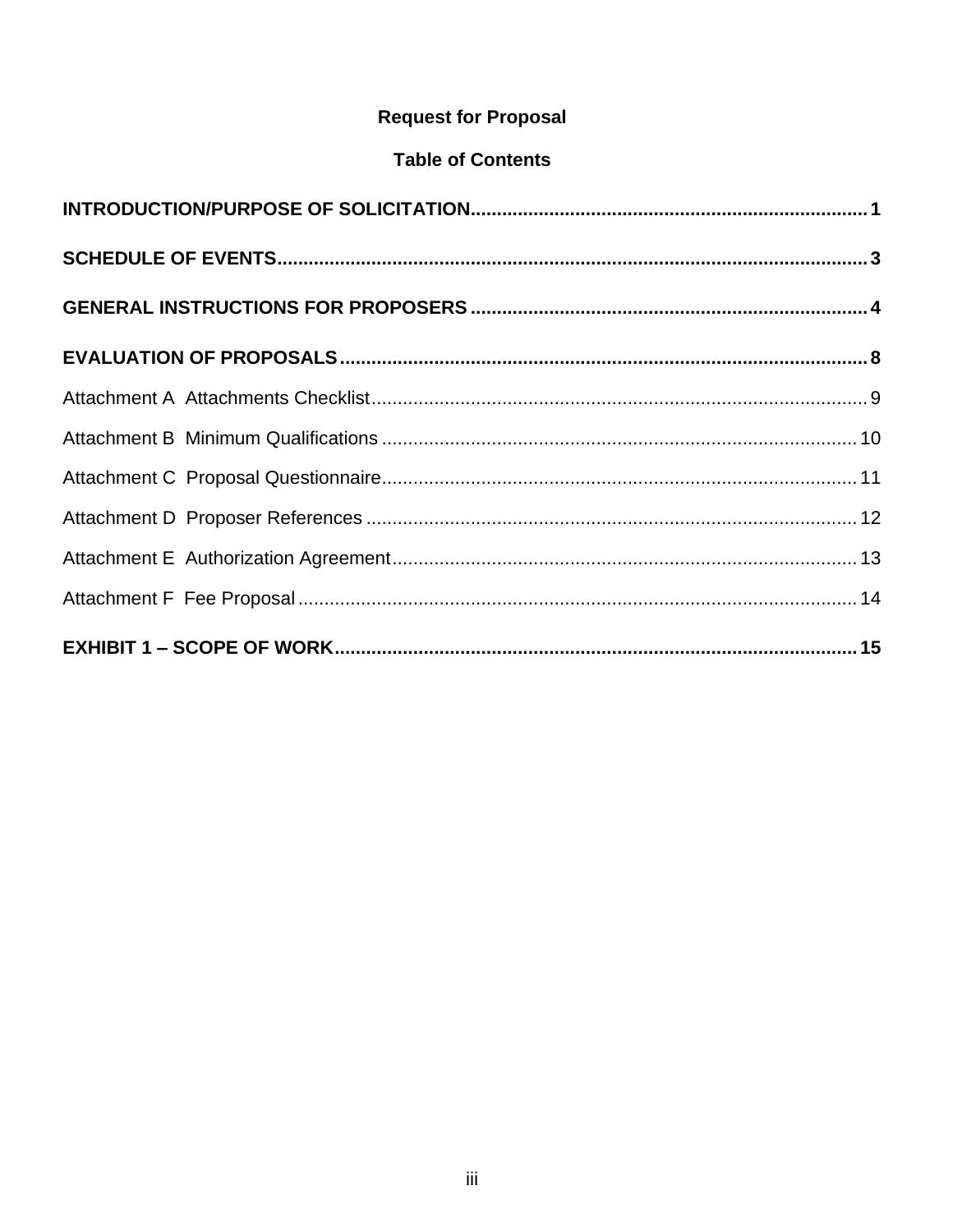**Request for Proposal**

**Table of Contents**

**INTRODUCTION/PURPOSE OF SOLICITATION** .......... 1

**SCHEDULE OF EVENTS** .......... 3

**GENERAL INSTRUCTIONS FOR PROPOSERS** .......... 4

**EVALUATION OF PROPOSALS** .......... 8

Attachment A  Attachments Checklist .......... 9

Attachment B  Minimum Qualifications .......... 10

Attachment C  Proposal Questionnaire .......... 11

Attachment D  Proposer References .......... 12

Attachment E  Authorization Agreement .......... 13

Attachment F  Fee Proposal .......... 14

**EXHIBIT 1 – SCOPE OF WORK** .......... 15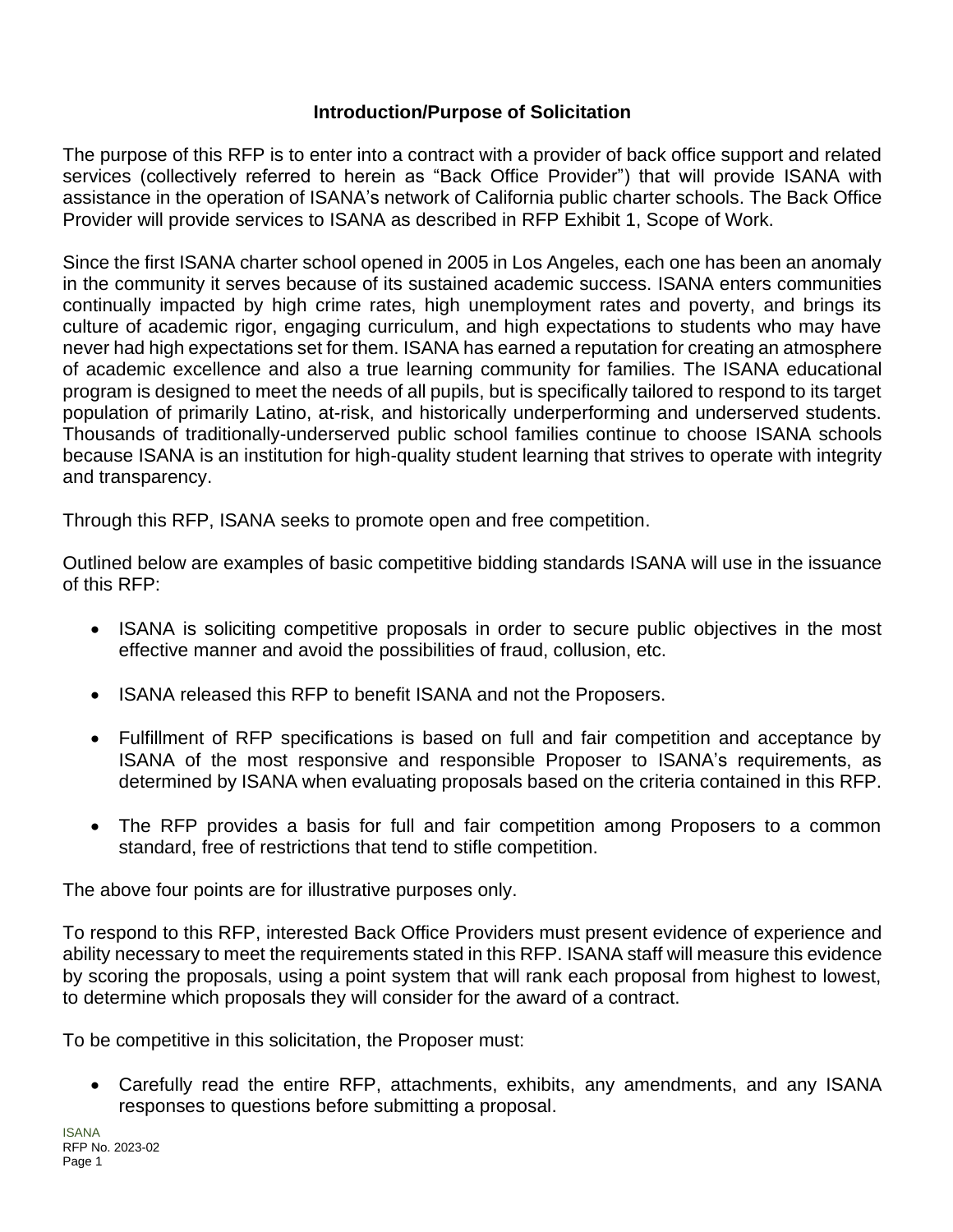## Introduction/Purpose of Solicitation

The purpose of this RFP is to enter into a contract with a provider of back office support and related services (collectively referred to herein as "Back Office Provider") that will provide ISANA with assistance in the operation of ISANA's network of California public charter schools. The Back Office Provider will provide services to ISANA as described in RFP Exhibit 1, Scope of Work.

Since the first ISANA charter school opened in 2005 in Los Angeles, each one has been an anomaly in the community it serves because of its sustained academic success. ISANA enters communities continually impacted by high crime rates, high unemployment rates and poverty, and brings its culture of academic rigor, engaging curriculum, and high expectations to students who may have never had high expectations set for them. ISANA has earned a reputation for creating an atmosphere of academic excellence and also a true learning community for families. The ISANA educational program is designed to meet the needs of all pupils, but is specifically tailored to respond to its target population of primarily Latino, at-risk, and historically underperforming and underserved students. Thousands of traditionally-underserved public school families continue to choose ISANA schools because ISANA is an institution for high-quality student learning that strives to operate with integrity and transparency.

Through this RFP, ISANA seeks to promote open and free competition.

Outlined below are examples of basic competitive bidding standards ISANA will use in the issuance of this RFP:

- ISANA is soliciting competitive proposals in order to secure public objectives in the most effective manner and avoid the possibilities of fraud, collusion, etc.

- ISANA released this RFP to benefit ISANA and not the Proposers.

- Fulfillment of RFP specifications is based on full and fair competition and acceptance by ISANA of the most responsive and responsible Proposer to ISANA's requirements, as determined by ISANA when evaluating proposals based on the criteria contained in this RFP.

- The RFP provides a basis for full and fair competition among Proposers to a common standard, free of restrictions that tend to stifle competition.

The above four points are for illustrative purposes only.

To respond to this RFP, interested Back Office Providers must present evidence of experience and ability necessary to meet the requirements stated in this RFP. ISANA staff will measure this evidence by scoring the proposals, using a point system that will rank each proposal from highest to lowest, to determine which proposals they will consider for the award of a contract.

To be competitive in this solicitation, the Proposer must:

- Carefully read the entire RFP, attachments, exhibits, any amendments, and any ISANA responses to questions before submitting a proposal.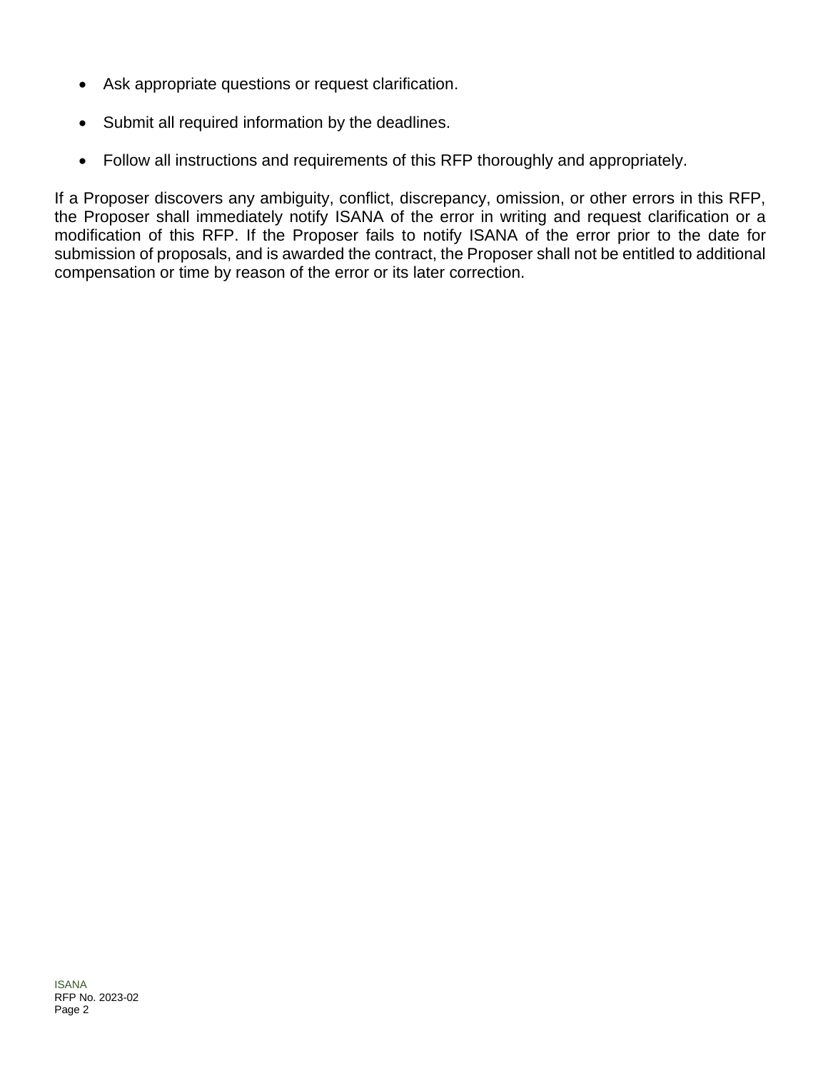- Ask appropriate questions or request clarification.
- Submit all required information by the deadlines.
- Follow all instructions and requirements of this RFP thoroughly and appropriately.

If a Proposer discovers any ambiguity, conflict, discrepancy, omission, or other errors in this RFP, the Proposer shall immediately notify ISANA of the error in writing and request clarification or a modification of this RFP. If the Proposer fails to notify ISANA of the error prior to the date for submission of proposals, and is awarded the contract, the Proposer shall not be entitled to additional compensation or time by reason of the error or its later correction.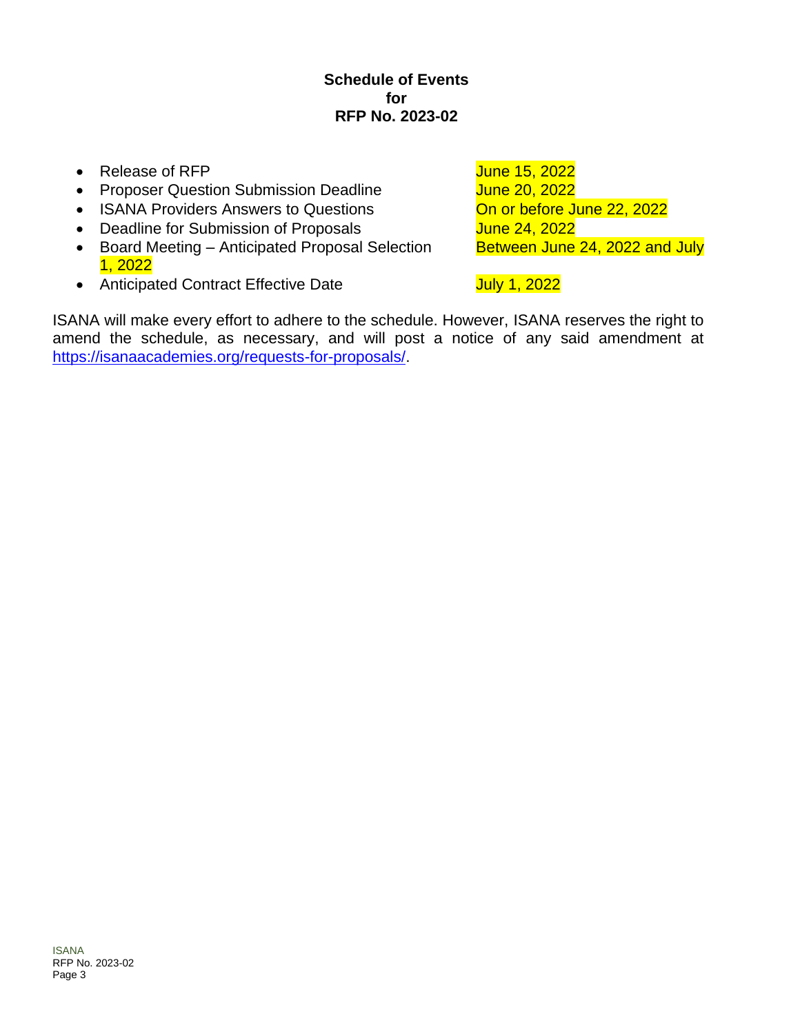# Schedule of Events
## for
## RFP No. 2023-02

| Event | Date |
| --- | --- |
| Release of RFP | June 15, 2022 |
| Proposer Question Submission Deadline | June 20, 2022 |
| ISANA Providers Answers to Questions | On or before June 22, 2022 |
| Deadline for Submission of Proposals | June 24, 2022 |
| Board Meeting – Anticipated Proposal Selection | Between June 24, 2022 and July 1, 2022 |
| Anticipated Contract Effective Date | July 1, 2022 |

ISANA will make every effort to adhere to the schedule. However, ISANA reserves the right to amend the schedule, as necessary, and will post a notice of any said amendment at https://isanaacademies.org/requests-for-proposals/.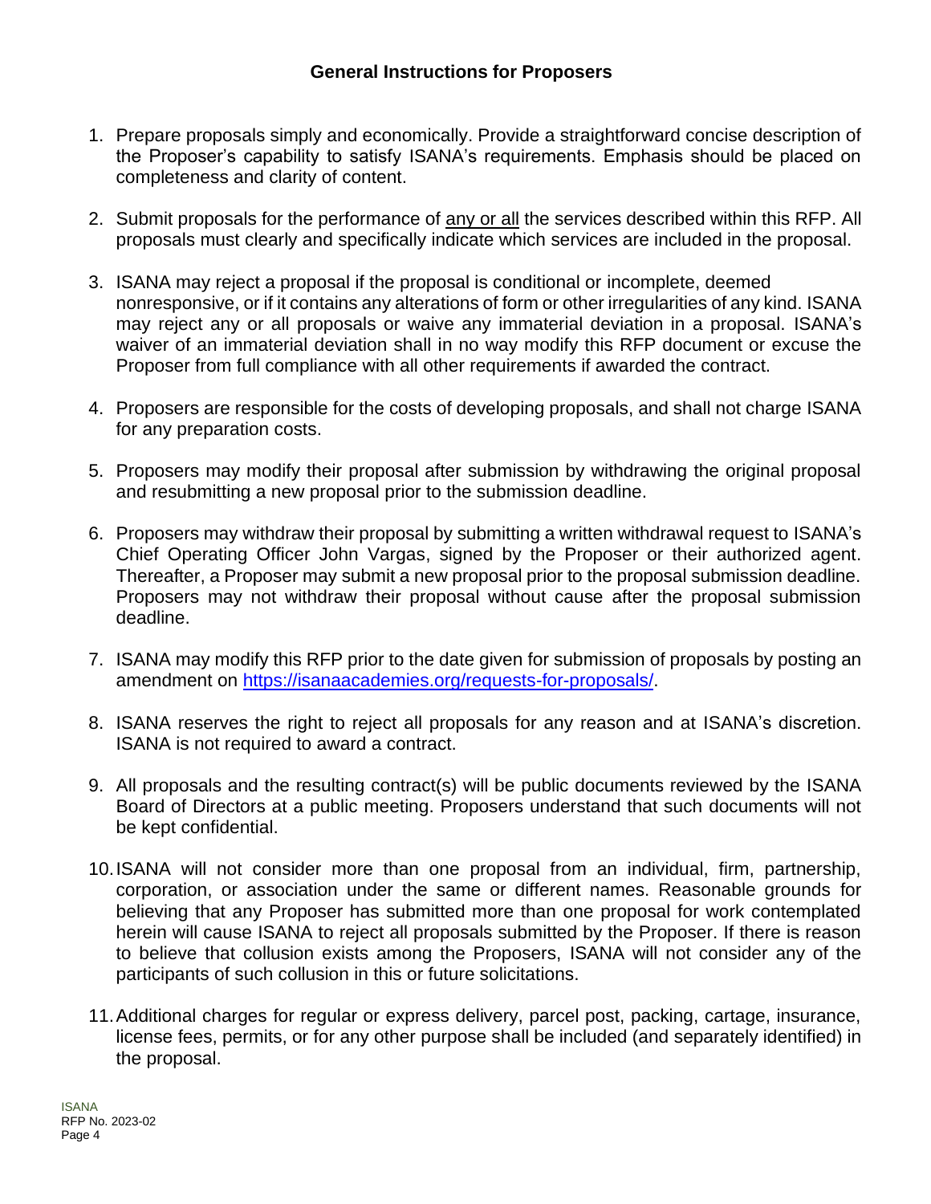## General Instructions for Proposers

1. Prepare proposals simply and economically. Provide a straightforward concise description of the Proposer's capability to satisfy ISANA's requirements. Emphasis should be placed on completeness and clarity of content.

2. Submit proposals for the performance of <u>any or all</u> the services described within this RFP. All proposals must clearly and specifically indicate which services are included in the proposal.

3. ISANA may reject a proposal if the proposal is conditional or incomplete, deemed nonresponsive, or if it contains any alterations of form or other irregularities of any kind. ISANA may reject any or all proposals or waive any immaterial deviation in a proposal. ISANA's waiver of an immaterial deviation shall in no way modify this RFP document or excuse the Proposer from full compliance with all other requirements if awarded the contract.

4. Proposers are responsible for the costs of developing proposals, and shall not charge ISANA for any preparation costs.

5. Proposers may modify their proposal after submission by withdrawing the original proposal and resubmitting a new proposal prior to the submission deadline.

6. Proposers may withdraw their proposal by submitting a written withdrawal request to ISANA's Chief Operating Officer John Vargas, signed by the Proposer or their authorized agent. Thereafter, a Proposer may submit a new proposal prior to the proposal submission deadline. Proposers may not withdraw their proposal without cause after the proposal submission deadline.

7. ISANA may modify this RFP prior to the date given for submission of proposals by posting an amendment on [https://isanaacademies.org/requests-for-proposals/](https://isanaacademies.org/requests-for-proposals/).

8. ISANA reserves the right to reject all proposals for any reason and at ISANA's discretion. ISANA is not required to award a contract.

9. All proposals and the resulting contract(s) will be public documents reviewed by the ISANA Board of Directors at a public meeting. Proposers understand that such documents will not be kept confidential.

10. ISANA will not consider more than one proposal from an individual, firm, partnership, corporation, or association under the same or different names. Reasonable grounds for believing that any Proposer has submitted more than one proposal for work contemplated herein will cause ISANA to reject all proposals submitted by the Proposer. If there is reason to believe that collusion exists among the Proposers, ISANA will not consider any of the participants of such collusion in this or future solicitations.

11. Additional charges for regular or express delivery, parcel post, packing, cartage, insurance, license fees, permits, or for any other purpose shall be included (and separately identified) in the proposal.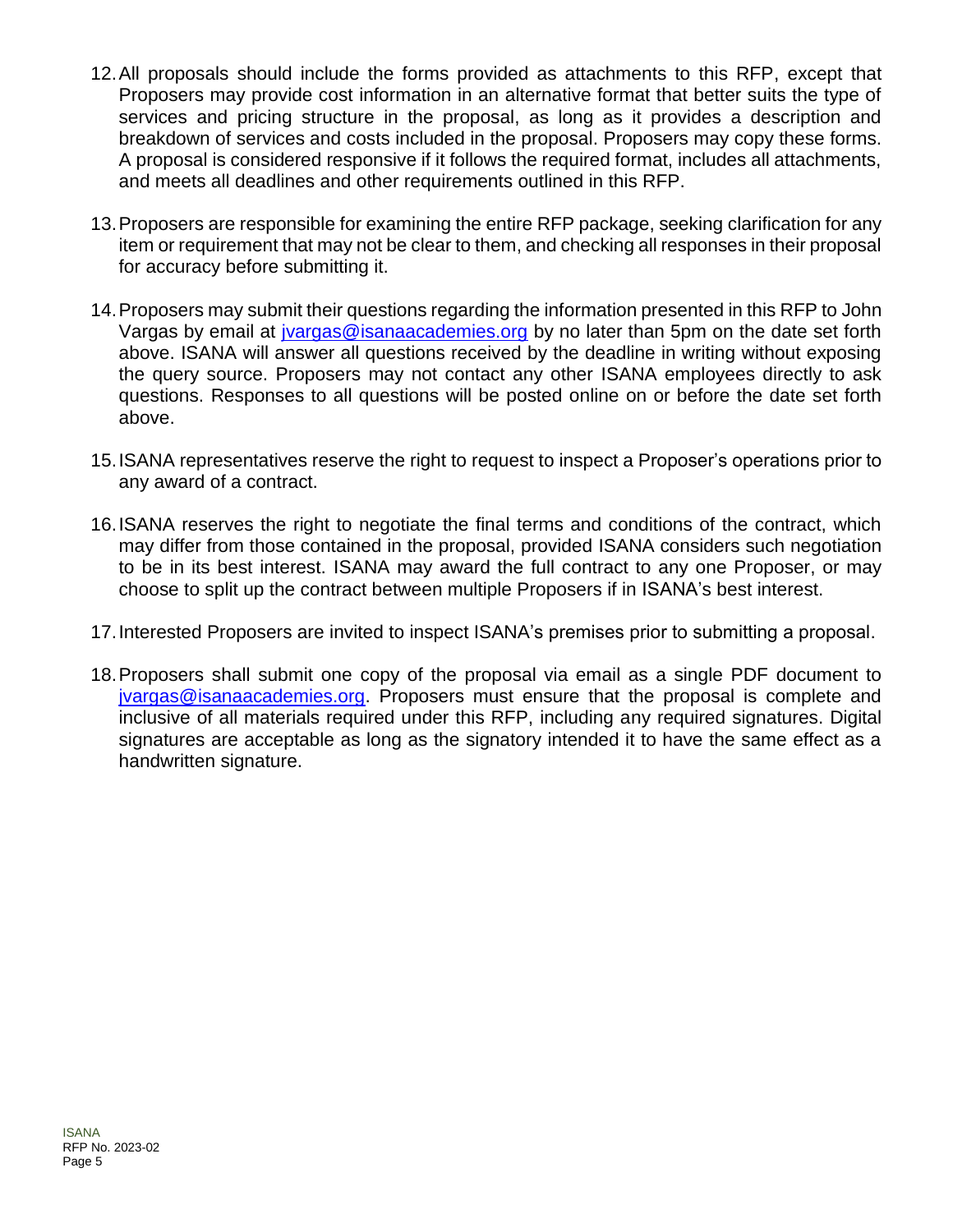12. All proposals should include the forms provided as attachments to this RFP, except that Proposers may provide cost information in an alternative format that better suits the type of services and pricing structure in the proposal, as long as it provides a description and breakdown of services and costs included in the proposal. Proposers may copy these forms. A proposal is considered responsive if it follows the required format, includes all attachments, and meets all deadlines and other requirements outlined in this RFP.

13. Proposers are responsible for examining the entire RFP package, seeking clarification for any item or requirement that may not be clear to them, and checking all responses in their proposal for accuracy before submitting it.

14. Proposers may submit their questions regarding the information presented in this RFP to John Vargas by email at [jvargas@isanaacademies.org](mailto:jvargas@isanaacademies.org) by no later than 5pm on the date set forth above. ISANA will answer all questions received by the deadline in writing without exposing the query source. Proposers may not contact any other ISANA employees directly to ask questions. Responses to all questions will be posted online on or before the date set forth above.

15. ISANA representatives reserve the right to request to inspect a Proposer's operations prior to any award of a contract.

16. ISANA reserves the right to negotiate the final terms and conditions of the contract, which may differ from those contained in the proposal, provided ISANA considers such negotiation to be in its best interest. ISANA may award the full contract to any one Proposer, or may choose to split up the contract between multiple Proposers if in ISANA's best interest.

17. Interested Proposers are invited to inspect ISANA's premises prior to submitting a proposal.

18. Proposers shall submit one copy of the proposal via email as a single PDF document to [jvargas@isanaacademies.org](mailto:jvargas@isanaacademies.org). Proposers must ensure that the proposal is complete and inclusive of all materials required under this RFP, including any required signatures. Digital signatures are acceptable as long as the signatory intended it to have the same effect as a handwritten signature.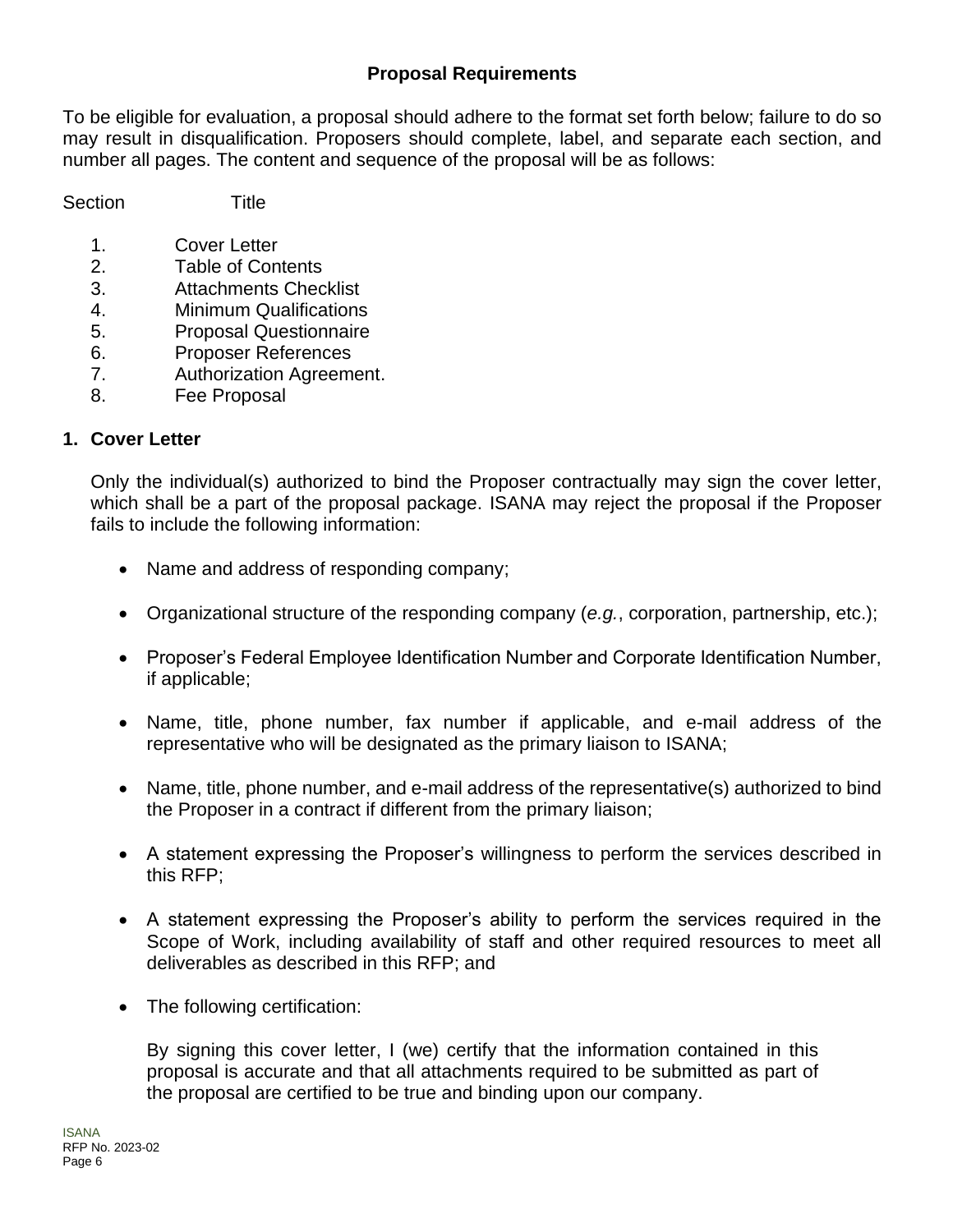## Proposal Requirements

To be eligible for evaluation, a proposal should adhere to the format set forth below; failure to do so may result in disqualification. Proposers should complete, label, and separate each section, and number all pages. The content and sequence of the proposal will be as follows:

| Section | Title |
|---|---|
| 1. | Cover Letter |
| 2. | Table of Contents |
| 3. | Attachments Checklist |
| 4. | Minimum Qualifications |
| 5. | Proposal Questionnaire |
| 6. | Proposer References |
| 7. | Authorization Agreement. |
| 8. | Fee Proposal |

### 1. Cover Letter

Only the individual(s) authorized to bind the Proposer contractually may sign the cover letter, which shall be a part of the proposal package. ISANA may reject the proposal if the Proposer fails to include the following information:

- Name and address of responding company;
- Organizational structure of the responding company (*e.g.*, corporation, partnership, etc.);
- Proposer's Federal Employee Identification Number and Corporate Identification Number, if applicable;
- Name, title, phone number, fax number if applicable, and e-mail address of the representative who will be designated as the primary liaison to ISANA;
- Name, title, phone number, and e-mail address of the representative(s) authorized to bind the Proposer in a contract if different from the primary liaison;
- A statement expressing the Proposer's willingness to perform the services described in this RFP;
- A statement expressing the Proposer's ability to perform the services required in the Scope of Work, including availability of staff and other required resources to meet all deliverables as described in this RFP; and
- The following certification:

  By signing this cover letter, I (we) certify that the information contained in this proposal is accurate and that all attachments required to be submitted as part of the proposal are certified to be true and binding upon our company.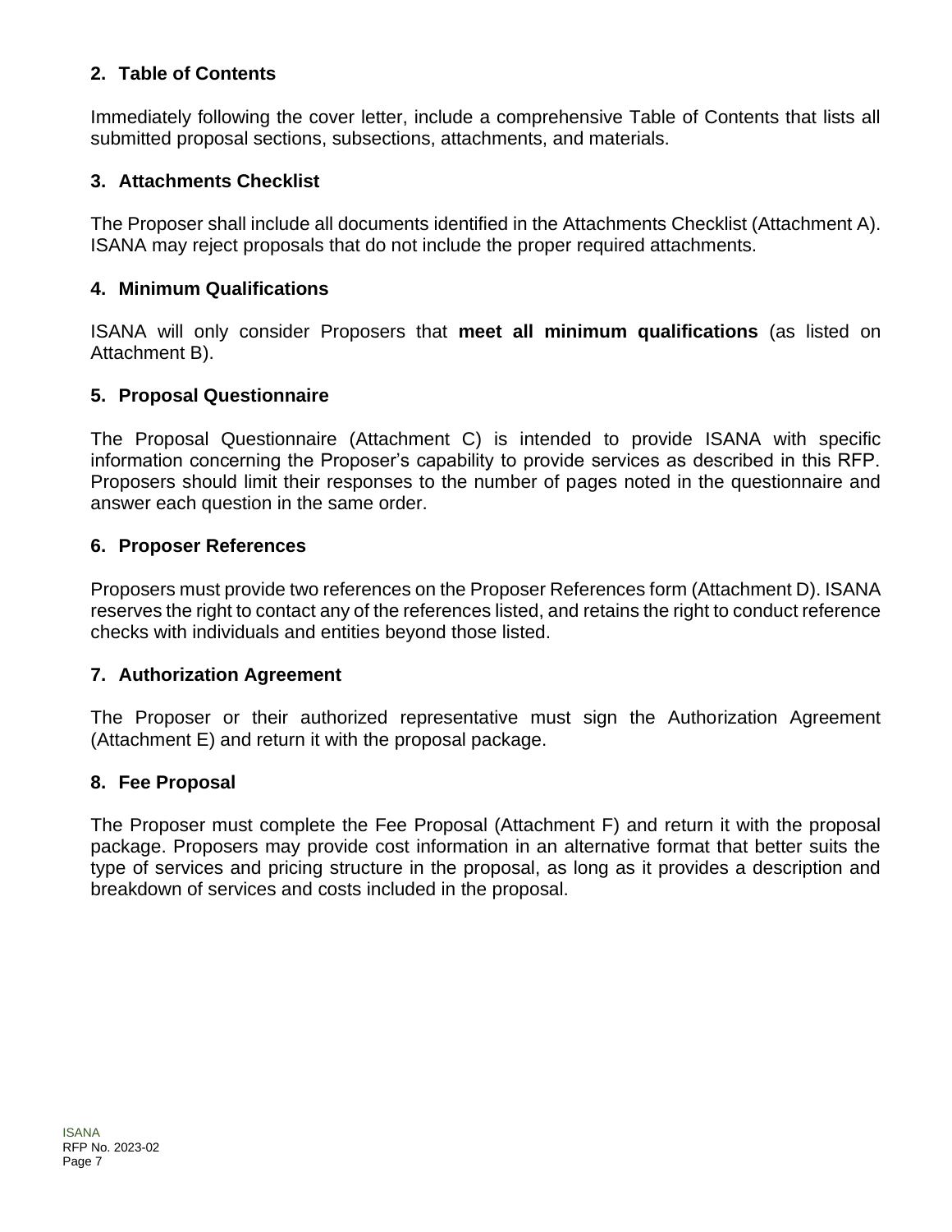### 2. Table of Contents

Immediately following the cover letter, include a comprehensive Table of Contents that lists all submitted proposal sections, subsections, attachments, and materials.

### 3. Attachments Checklist

The Proposer shall include all documents identified in the Attachments Checklist (Attachment A). ISANA may reject proposals that do not include the proper required attachments.

### 4. Minimum Qualifications

ISANA will only consider Proposers that **meet all minimum qualifications** (as listed on Attachment B).

### 5. Proposal Questionnaire

The Proposal Questionnaire (Attachment C) is intended to provide ISANA with specific information concerning the Proposer's capability to provide services as described in this RFP. Proposers should limit their responses to the number of pages noted in the questionnaire and answer each question in the same order.

### 6. Proposer References

Proposers must provide two references on the Proposer References form (Attachment D). ISANA reserves the right to contact any of the references listed, and retains the right to conduct reference checks with individuals and entities beyond those listed.

### 7. Authorization Agreement

The Proposer or their authorized representative must sign the Authorization Agreement (Attachment E) and return it with the proposal package.

### 8. Fee Proposal

The Proposer must complete the Fee Proposal (Attachment F) and return it with the proposal package. Proposers may provide cost information in an alternative format that better suits the type of services and pricing structure in the proposal, as long as it provides a description and breakdown of services and costs included in the proposal.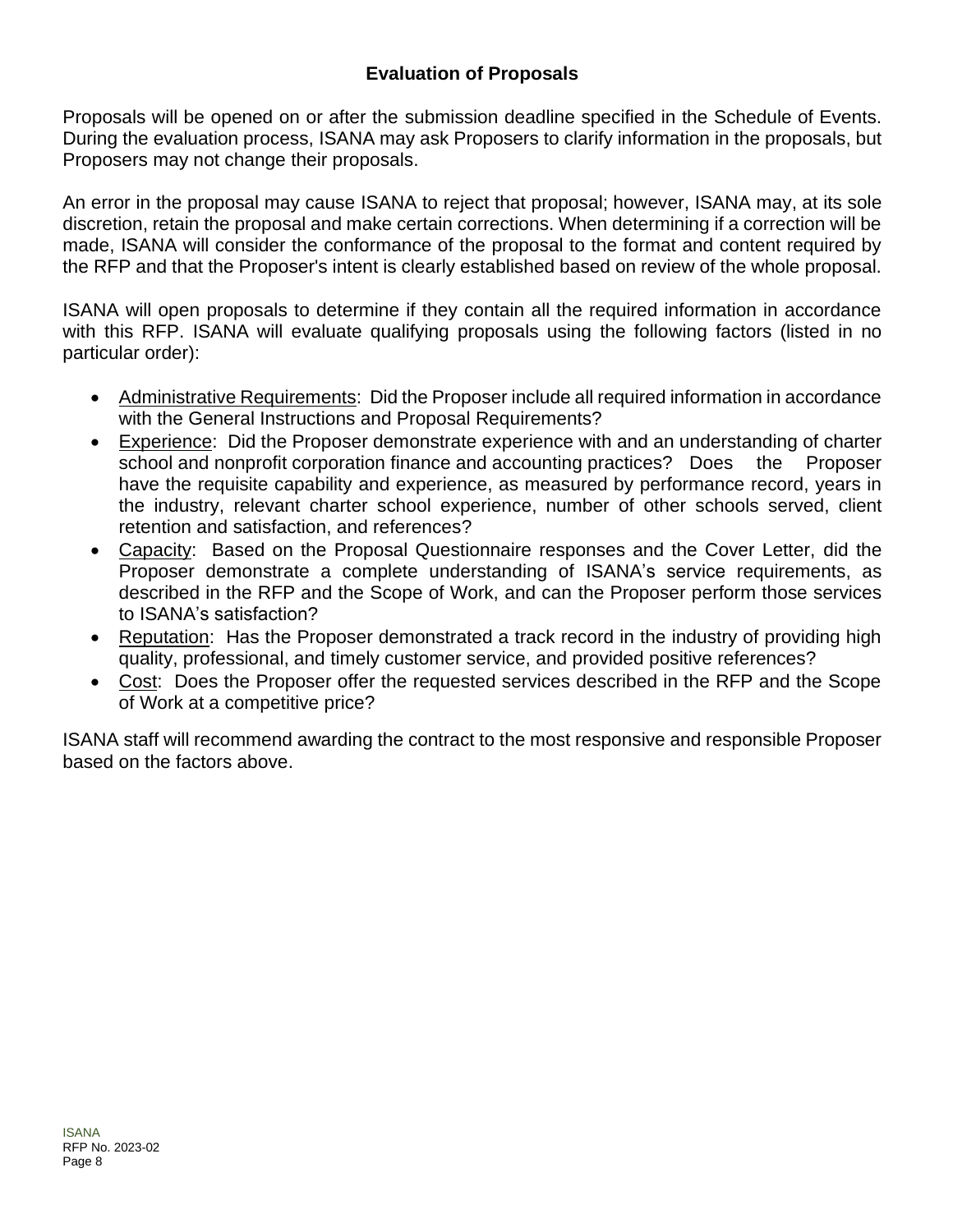## Evaluation of Proposals

Proposals will be opened on or after the submission deadline specified in the Schedule of Events. During the evaluation process, ISANA may ask Proposers to clarify information in the proposals, but Proposers may not change their proposals.

An error in the proposal may cause ISANA to reject that proposal; however, ISANA may, at its sole discretion, retain the proposal and make certain corrections. When determining if a correction will be made, ISANA will consider the conformance of the proposal to the format and content required by the RFP and that the Proposer's intent is clearly established based on review of the whole proposal.

ISANA will open proposals to determine if they contain all the required information in accordance with this RFP. ISANA will evaluate qualifying proposals using the following factors (listed in no particular order):

- Administrative Requirements: Did the Proposer include all required information in accordance with the General Instructions and Proposal Requirements?
- Experience: Did the Proposer demonstrate experience with and an understanding of charter school and nonprofit corporation finance and accounting practices? Does the Proposer have the requisite capability and experience, as measured by performance record, years in the industry, relevant charter school experience, number of other schools served, client retention and satisfaction, and references?
- Capacity: Based on the Proposal Questionnaire responses and the Cover Letter, did the Proposer demonstrate a complete understanding of ISANA's service requirements, as described in the RFP and the Scope of Work, and can the Proposer perform those services to ISANA's satisfaction?
- Reputation: Has the Proposer demonstrated a track record in the industry of providing high quality, professional, and timely customer service, and provided positive references?
- Cost: Does the Proposer offer the requested services described in the RFP and the Scope of Work at a competitive price?

ISANA staff will recommend awarding the contract to the most responsive and responsible Proposer based on the factors above.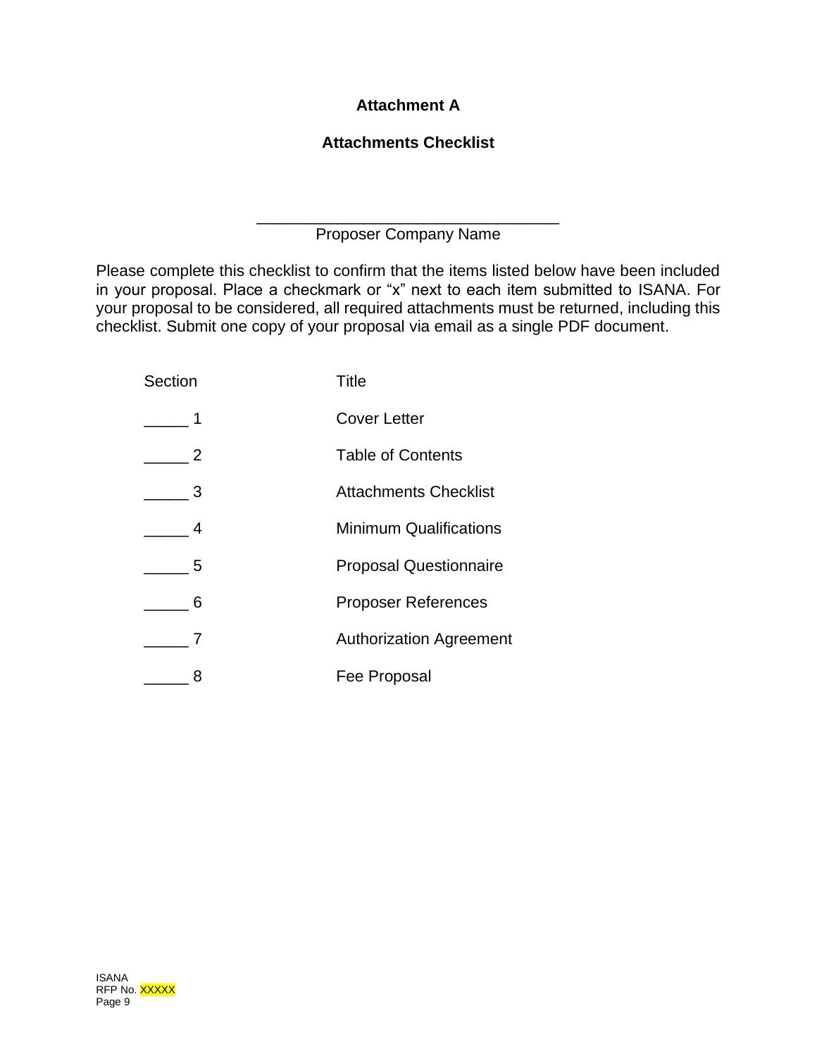## Attachment A

## Attachments Checklist

\_\_\_\_\_\_\_\_\_\_\_\_\_\_\_\_\_\_\_\_\_\_\_\_\_\_\_\_\_\_\_\_\_\_\_\_\_
Proposer Company Name

Please complete this checklist to confirm that the items listed below have been included in your proposal. Place a checkmark or "x" next to each item submitted to ISANA. For your proposal to be considered, all required attachments must be returned, including this checklist. Submit one copy of your proposal via email as a single PDF document.

| Section | Title |
|---|---|
| _____ 1 | Cover Letter |
| _____ 2 | Table of Contents |
| _____ 3 | Attachments Checklist |
| _____ 4 | Minimum Qualifications |
| _____ 5 | Proposal Questionnaire |
| _____ 6 | Proposer References |
| _____ 7 | Authorization Agreement |
| _____ 8 | Fee Proposal |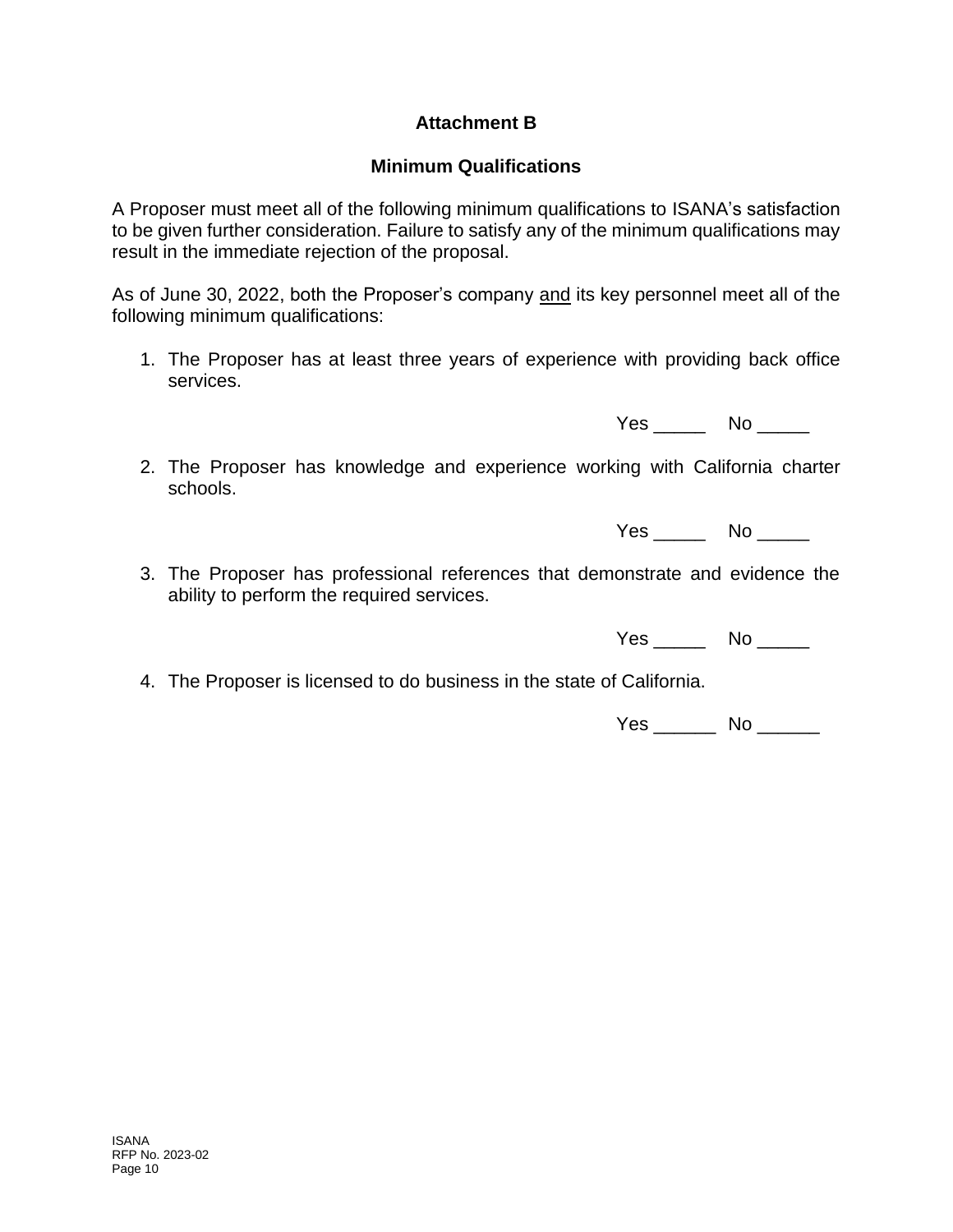## Attachment B

## Minimum Qualifications

A Proposer must meet all of the following minimum qualifications to ISANA's satisfaction to be given further consideration. Failure to satisfy any of the minimum qualifications may result in the immediate rejection of the proposal.

As of June 30, 2022, both the Proposer's company <u>and</u> its key personnel meet all of the following minimum qualifications:

1. The Proposer has at least three years of experience with providing back office services.

   Yes _____ No _____

2. The Proposer has knowledge and experience working with California charter schools.

   Yes _____ No _____

3. The Proposer has professional references that demonstrate and evidence the ability to perform the required services.

   Yes _____ No _____

4. The Proposer is licensed to do business in the state of California.

   Yes ______ No ______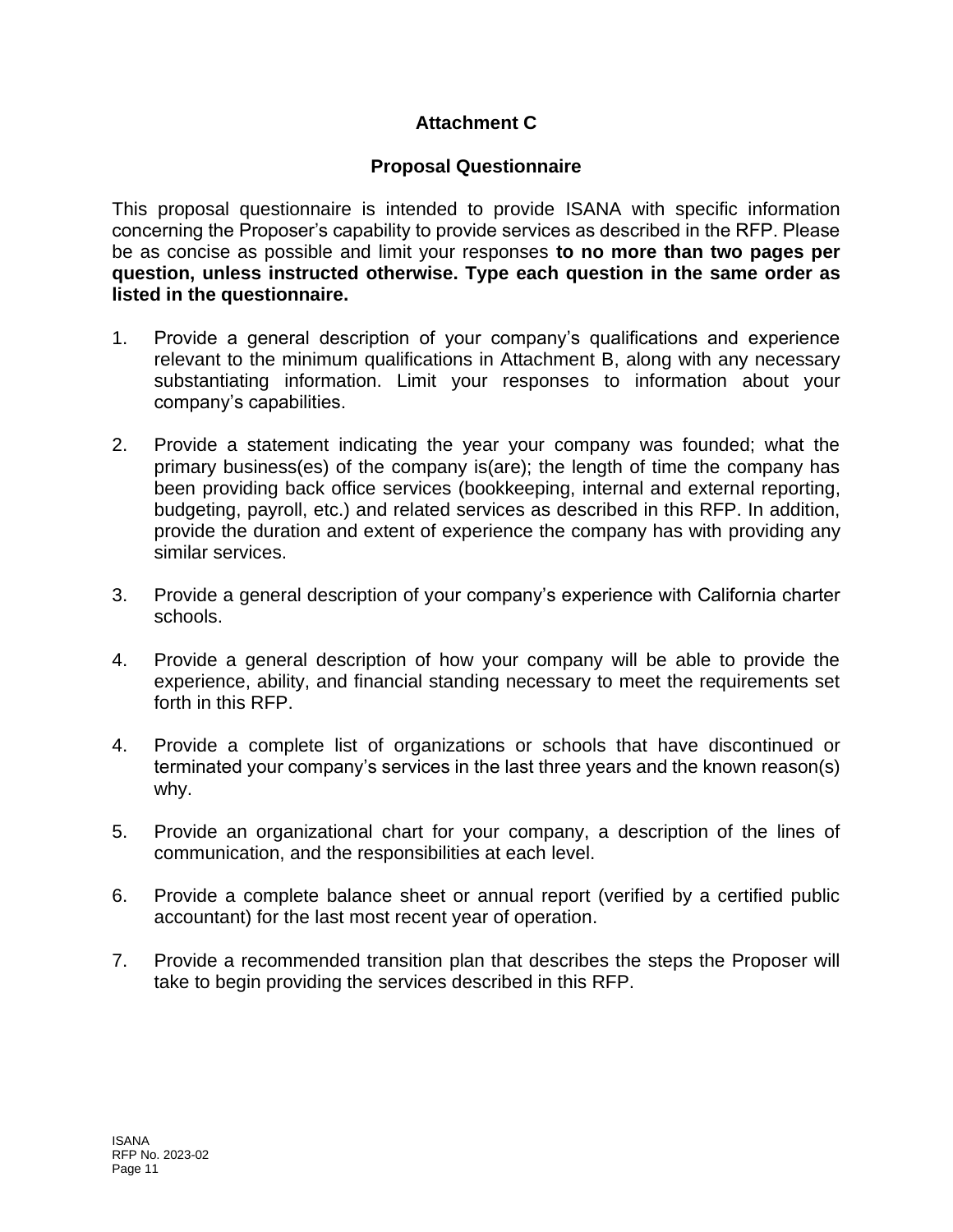# Attachment C

## Proposal Questionnaire

This proposal questionnaire is intended to provide ISANA with specific information concerning the Proposer's capability to provide services as described in the RFP. Please be as concise as possible and limit your responses **to no more than two pages per question, unless instructed otherwise. Type each question in the same order as listed in the questionnaire.**

1. Provide a general description of your company's qualifications and experience relevant to the minimum qualifications in Attachment B, along with any necessary substantiating information. Limit your responses to information about your company's capabilities.

2. Provide a statement indicating the year your company was founded; what the primary business(es) of the company is(are); the length of time the company has been providing back office services (bookkeeping, internal and external reporting, budgeting, payroll, etc.) and related services as described in this RFP. In addition, provide the duration and extent of experience the company has with providing any similar services.

3. Provide a general description of your company's experience with California charter schools.

4. Provide a general description of how your company will be able to provide the experience, ability, and financial standing necessary to meet the requirements set forth in this RFP.

4. Provide a complete list of organizations or schools that have discontinued or terminated your company's services in the last three years and the known reason(s) why.

5. Provide an organizational chart for your company, a description of the lines of communication, and the responsibilities at each level.

6. Provide a complete balance sheet or annual report (verified by a certified public accountant) for the last most recent year of operation.

7. Provide a recommended transition plan that describes the steps the Proposer will take to begin providing the services described in this RFP.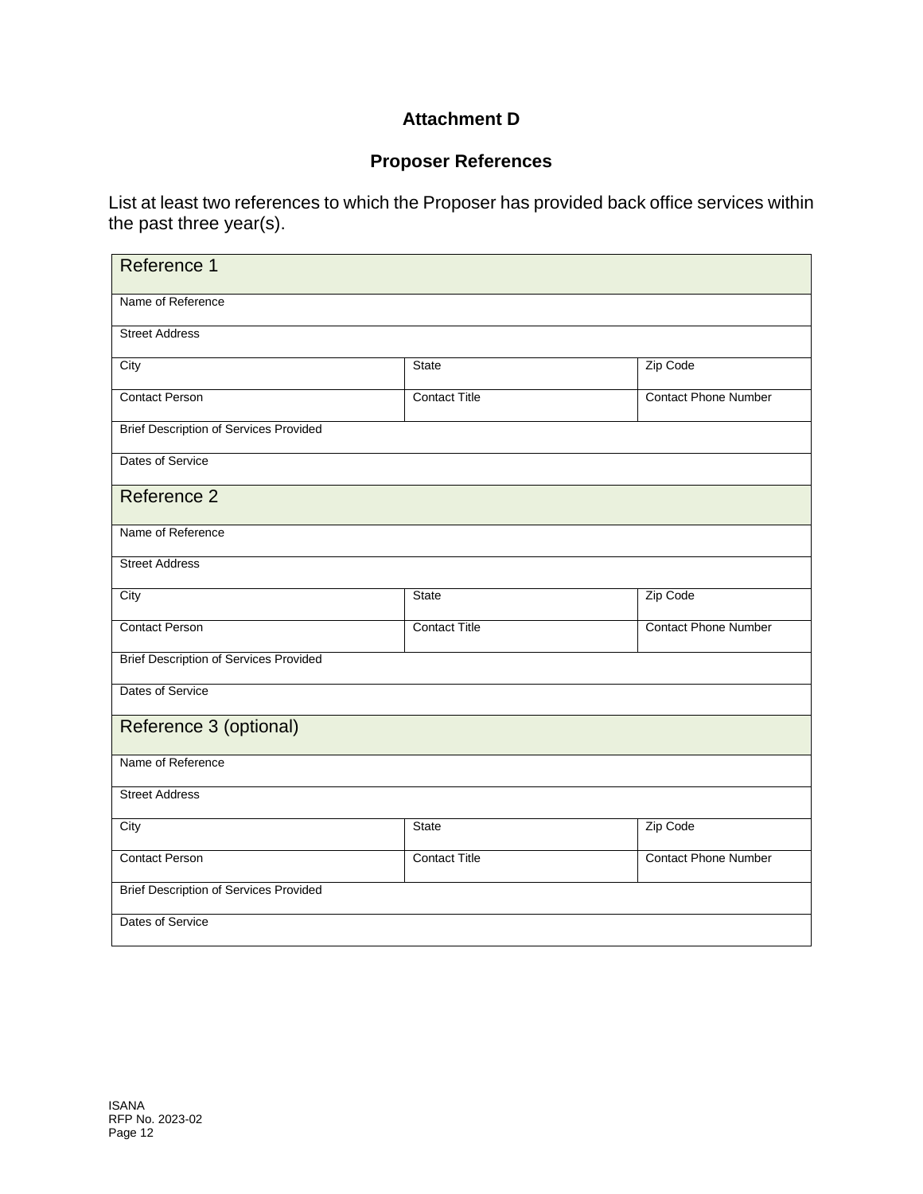# Attachment D

## Proposer References

List at least two references to which the Proposer has provided back office services within the past three year(s).

| Reference 1 | | |
|---|---|---|
| Name of Reference | | |
| Street Address | | |
| City | State | Zip Code |
| Contact Person | Contact Title | Contact Phone Number |
| Brief Description of Services Provided | | |
| Dates of Service | | |
| **Reference 2** | | |
| Name of Reference | | |
| Street Address | | |
| City | State | Zip Code |
| Contact Person | Contact Title | Contact Phone Number |
| Brief Description of Services Provided | | |
| Dates of Service | | |
| **Reference 3 (optional)** | | |
| Name of Reference | | |
| Street Address | | |
| City | State | Zip Code |
| Contact Person | Contact Title | Contact Phone Number |
| Brief Description of Services Provided | | |
| Dates of Service | | |

ISANA
RFP No. 2023-02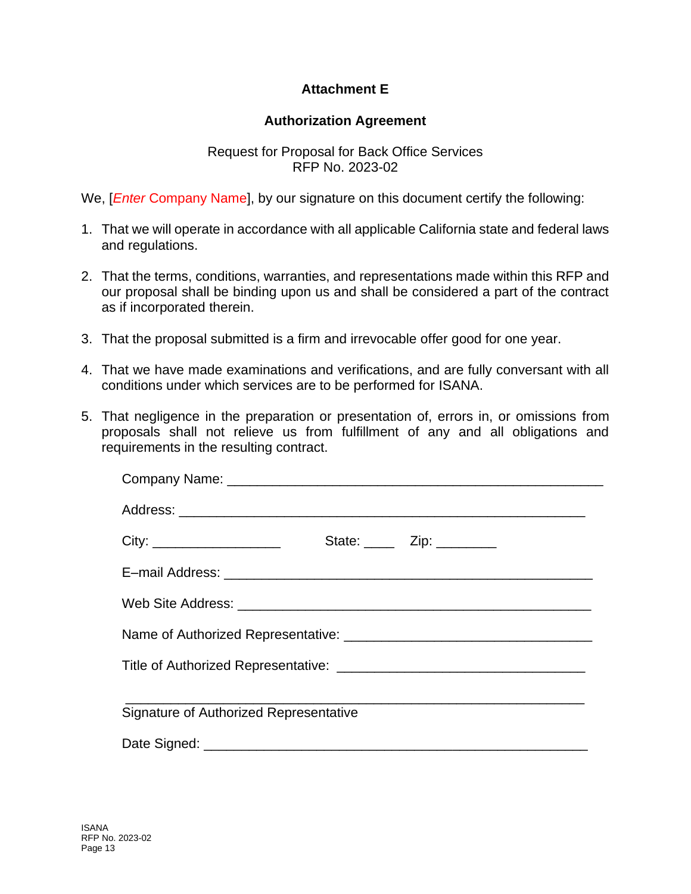# Attachment E

## Authorization Agreement

Request for Proposal for Back Office Services
RFP No. 2023-02

We, [*Enter* Company Name], by our signature on this document certify the following:

1. That we will operate in accordance with all applicable California state and federal laws and regulations.

2. That the terms, conditions, warranties, and representations made within this RFP and our proposal shall be binding upon us and shall be considered a part of the contract as if incorporated therein.

3. That the proposal submitted is a firm and irrevocable offer good for one year.

4. That we have made examinations and verifications, and are fully conversant with all conditions under which services are to be performed for ISANA.

5. That negligence in the preparation or presentation of, errors in, or omissions from proposals shall not relieve us from fulfillment of any and all obligations and requirements in the resulting contract.

Company Name: ____________________________________________________

Address: ________________________________________________________

City: _________________  State: ____  Zip: ________

E–mail Address: ___________________________________________________

Web Site Address: _________________________________________________

Name of Authorized Representative: _________________________________

Title of Authorized Representative: _________________________________

______________________________________________________________
Signature of Authorized Representative

Date Signed: ______________________________________________________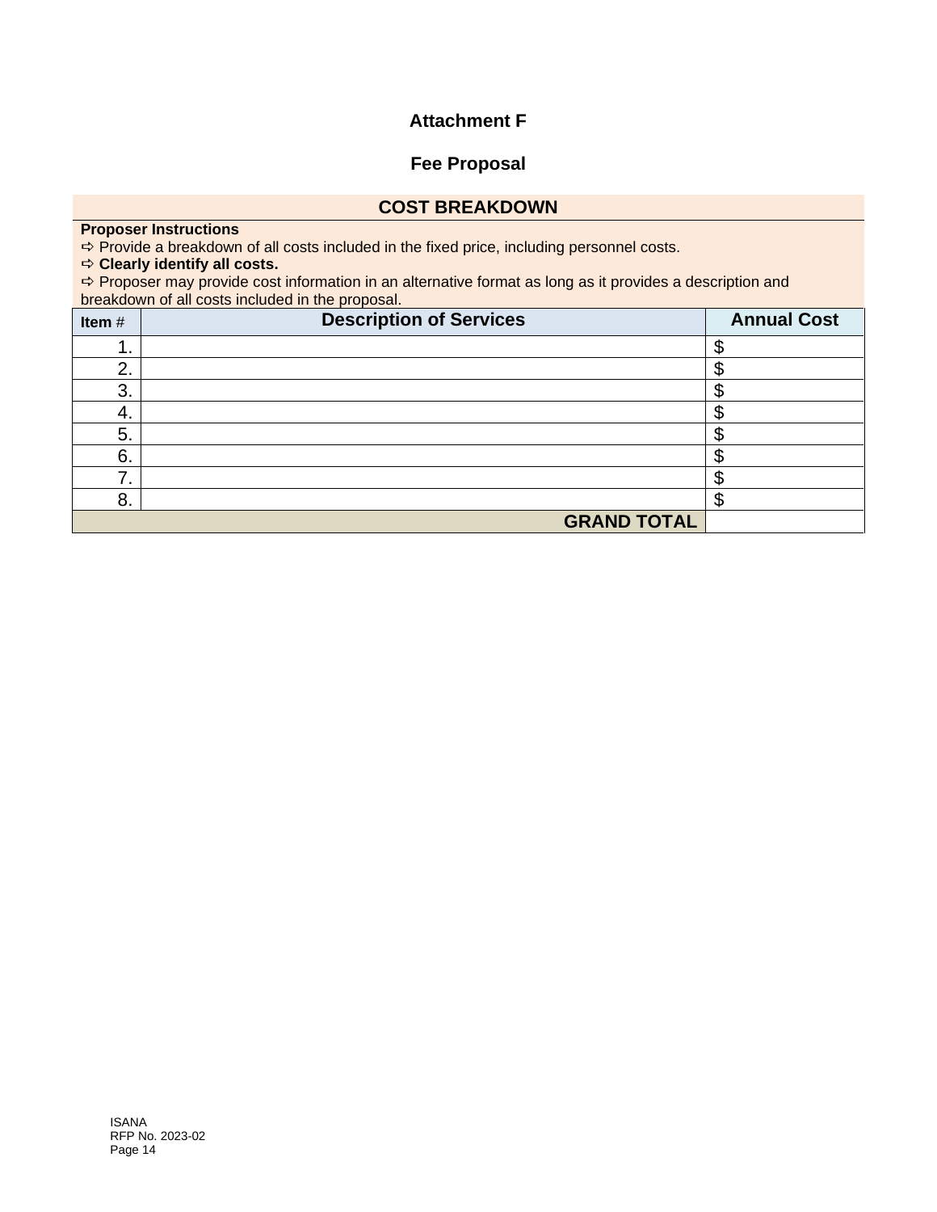# Attachment F

## Fee Proposal

### COST BREAKDOWN

**Proposer Instructions**

⇨ Provide a breakdown of all costs included in the fixed price, including personnel costs.

⇨ **Clearly identify all costs.**

⇨ Proposer may provide cost information in an alternative format as long as it provides a description and breakdown of all costs included in the proposal.

| **Item** # | **Description of Services** | **Annual Cost** |
|---|---|---|
| 1. | | $ |
| 2. | | $ |
| 3. | | $ |
| 4. | | $ |
| 5. | | $ |
| 6. | | $ |
| 7. | | $ |
| 8. | | $ |
| | **GRAND TOTAL** | |

ISANA
RFP No. 2023-02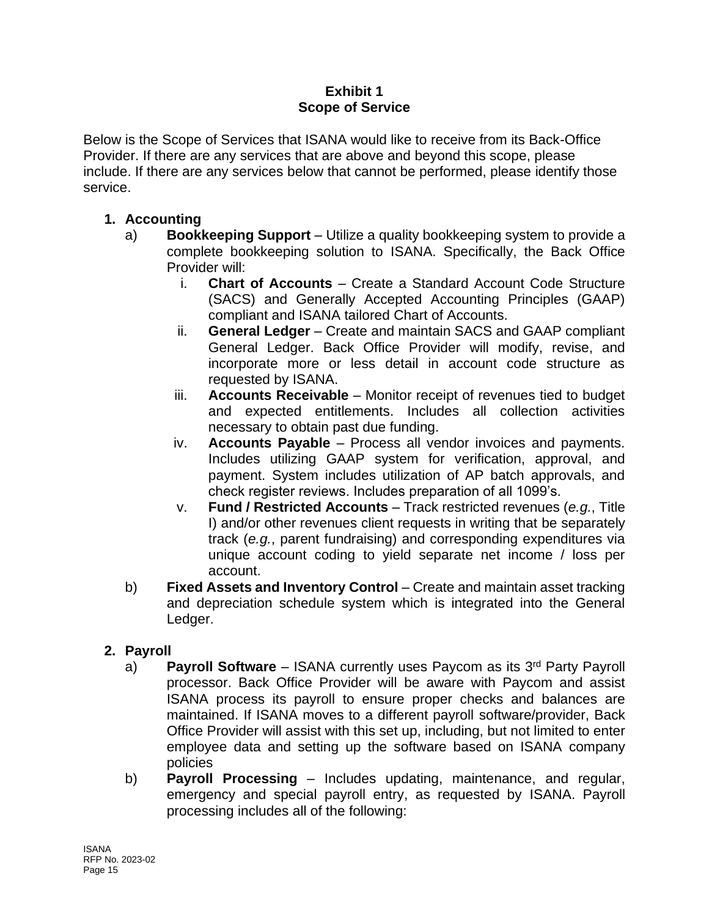# Exhibit 1
# Scope of Service

Below is the Scope of Services that ISANA would like to receive from its Back-Office Provider. If there are any services that are above and beyond this scope, please include. If there are any services below that cannot be performed, please identify those service.

1. **Accounting**
   a) **Bookkeeping Support** – Utilize a quality bookkeeping system to provide a complete bookkeeping solution to ISANA. Specifically, the Back Office Provider will:
      i. **Chart of Accounts** – Create a Standard Account Code Structure (SACS) and Generally Accepted Accounting Principles (GAAP) compliant and ISANA tailored Chart of Accounts.
      ii. **General Ledger** – Create and maintain SACS and GAAP compliant General Ledger. Back Office Provider will modify, revise, and incorporate more or less detail in account code structure as requested by ISANA.
      iii. **Accounts Receivable** – Monitor receipt of revenues tied to budget and expected entitlements. Includes all collection activities necessary to obtain past due funding.
      iv. **Accounts Payable** – Process all vendor invoices and payments. Includes utilizing GAAP system for verification, approval, and payment. System includes utilization of AP batch approvals, and check register reviews. Includes preparation of all 1099's.
      v. **Fund / Restricted Accounts** – Track restricted revenues (*e.g.*, Title I) and/or other revenues client requests in writing that be separately track (*e.g.*, parent fundraising) and corresponding expenditures via unique account coding to yield separate net income / loss per account.

   b) **Fixed Assets and Inventory Control** – Create and maintain asset tracking and depreciation schedule system which is integrated into the General Ledger.

2. **Payroll**
   a) **Payroll Software** – ISANA currently uses Paycom as its 3rd Party Payroll processor. Back Office Provider will be aware with Paycom and assist ISANA process its payroll to ensure proper checks and balances are maintained. If ISANA moves to a different payroll software/provider, Back Office Provider will assist with this set up, including, but not limited to enter employee data and setting up the software based on ISANA company policies

   b) **Payroll Processing** – Includes updating, maintenance, and regular, emergency and special payroll entry, as requested by ISANA. Payroll processing includes all of the following: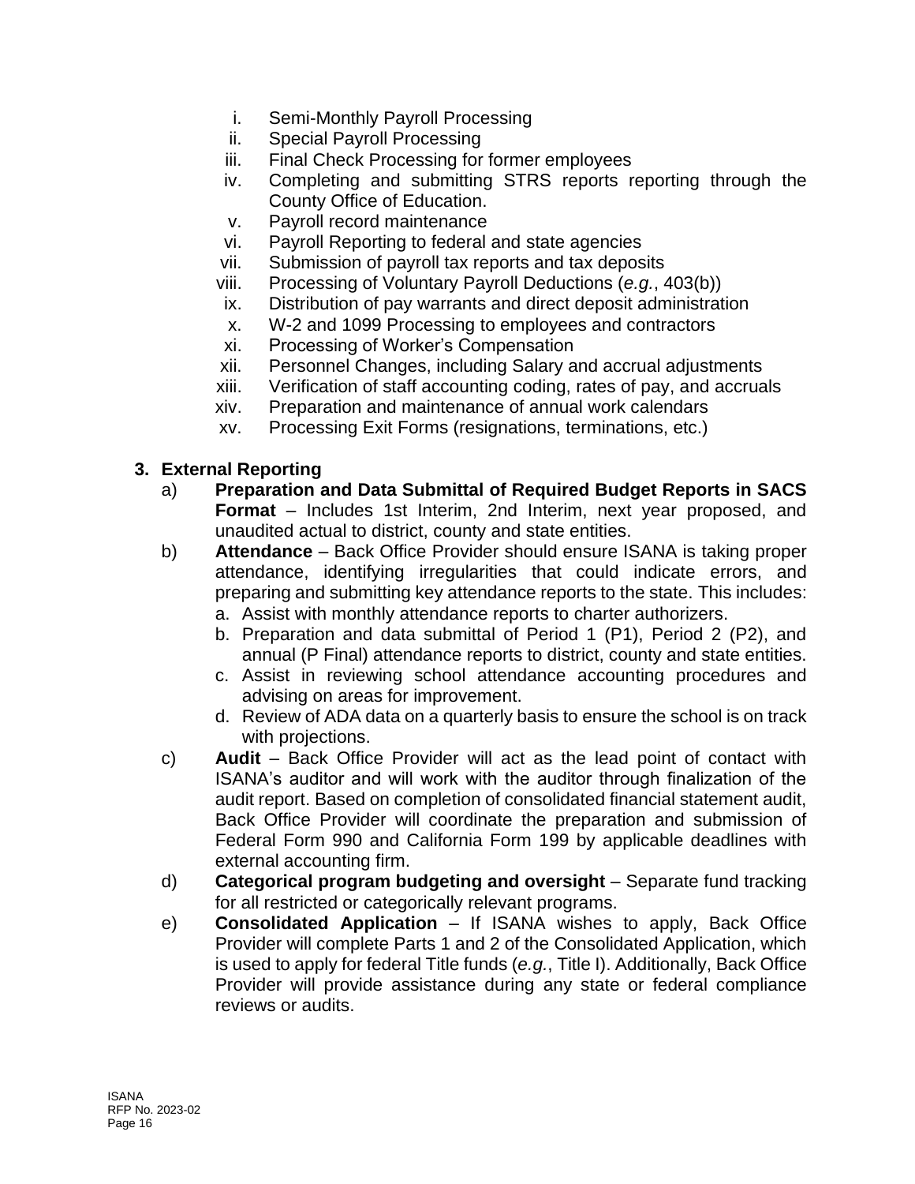i. Semi-Monthly Payroll Processing
ii. Special Payroll Processing
iii. Final Check Processing for former employees
iv. Completing and submitting STRS reports reporting through the County Office of Education.
v. Payroll record maintenance
vi. Payroll Reporting to federal and state agencies
vii. Submission of payroll tax reports and tax deposits
viii. Processing of Voluntary Payroll Deductions (*e.g.*, 403(b))
ix. Distribution of pay warrants and direct deposit administration
x. W-2 and 1099 Processing to employees and contractors
xi. Processing of Worker's Compensation
xii. Personnel Changes, including Salary and accrual adjustments
xiii. Verification of staff accounting coding, rates of pay, and accruals
xiv. Preparation and maintenance of annual work calendars
xv. Processing Exit Forms (resignations, terminations, etc.)

**3. External Reporting**

a) **Preparation and Data Submittal of Required Budget Reports in SACS Format** – Includes 1st Interim, 2nd Interim, next year proposed, and unaudited actual to district, county and state entities.

b) **Attendance** – Back Office Provider should ensure ISANA is taking proper attendance, identifying irregularities that could indicate errors, and preparing and submitting key attendance reports to the state. This includes:
   a. Assist with monthly attendance reports to charter authorizers.
   b. Preparation and data submittal of Period 1 (P1), Period 2 (P2), and annual (P Final) attendance reports to district, county and state entities.
   c. Assist in reviewing school attendance accounting procedures and advising on areas for improvement.
   d. Review of ADA data on a quarterly basis to ensure the school is on track with projections.

c) **Audit** – Back Office Provider will act as the lead point of contact with ISANA's auditor and will work with the auditor through finalization of the audit report. Based on completion of consolidated financial statement audit, Back Office Provider will coordinate the preparation and submission of Federal Form 990 and California Form 199 by applicable deadlines with external accounting firm.

d) **Categorical program budgeting and oversight** – Separate fund tracking for all restricted or categorically relevant programs.

e) **Consolidated Application** – If ISANA wishes to apply, Back Office Provider will complete Parts 1 and 2 of the Consolidated Application, which is used to apply for federal Title funds (*e.g.*, Title I). Additionally, Back Office Provider will provide assistance during any state or federal compliance reviews or audits.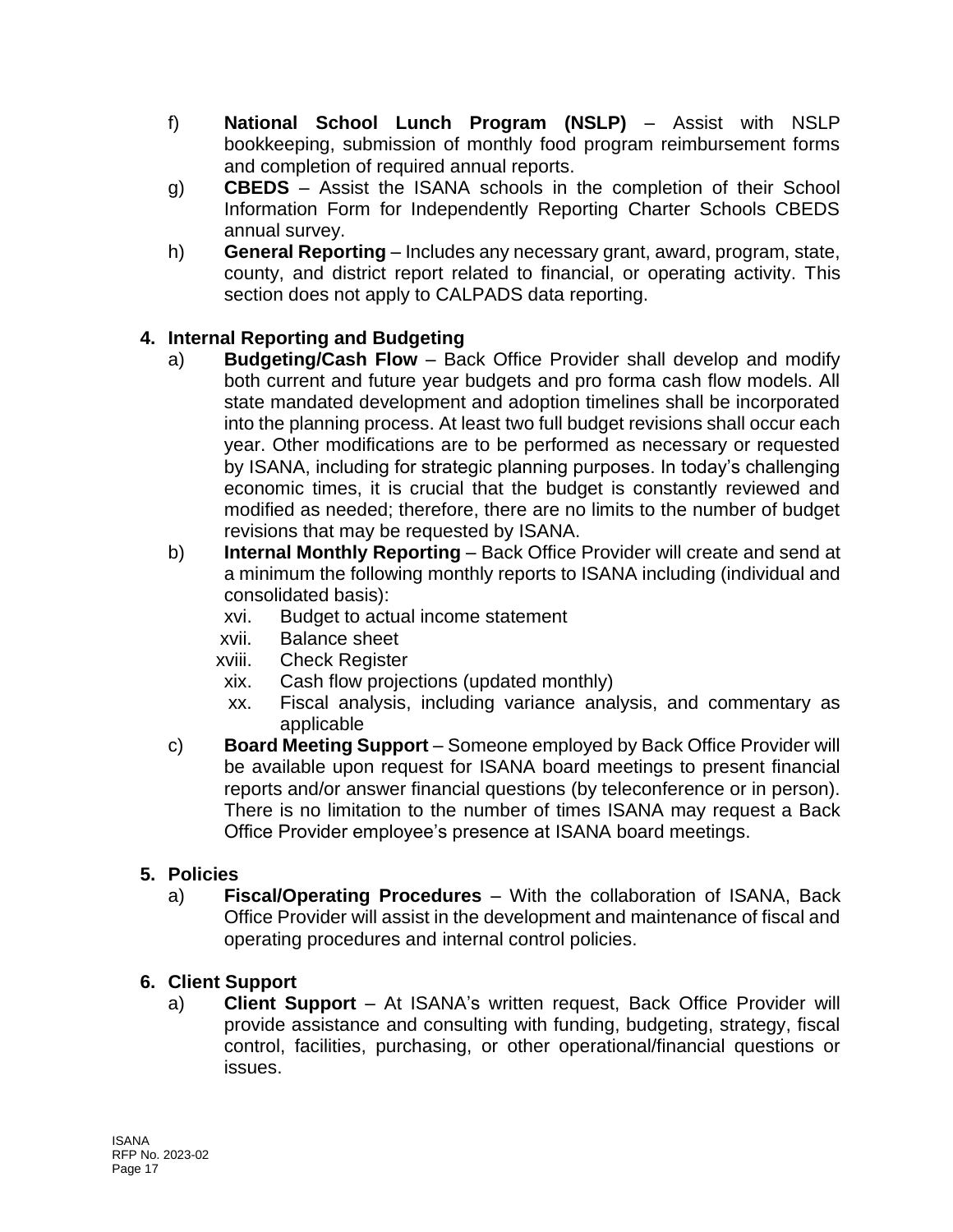f) **National School Lunch Program (NSLP)** – Assist with NSLP bookkeeping, submission of monthly food program reimbursement forms and completion of required annual reports.

g) **CBEDS** – Assist the ISANA schools in the completion of their School Information Form for Independently Reporting Charter Schools CBEDS annual survey.

h) **General Reporting** – Includes any necessary grant, award, program, state, county, and district report related to financial, or operating activity. This section does not apply to CALPADS data reporting.

**4. Internal Reporting and Budgeting**

a) **Budgeting/Cash Flow** – Back Office Provider shall develop and modify both current and future year budgets and pro forma cash flow models. All state mandated development and adoption timelines shall be incorporated into the planning process. At least two full budget revisions shall occur each year. Other modifications are to be performed as necessary or requested by ISANA, including for strategic planning purposes. In today's challenging economic times, it is crucial that the budget is constantly reviewed and modified as needed; therefore, there are no limits to the number of budget revisions that may be requested by ISANA.

b) **Internal Monthly Reporting** – Back Office Provider will create and send at a minimum the following monthly reports to ISANA including (individual and consolidated basis):

xvi. Budget to actual income statement
xvii. Balance sheet
xviii. Check Register
xix. Cash flow projections (updated monthly)
xx. Fiscal analysis, including variance analysis, and commentary as applicable

c) **Board Meeting Support** – Someone employed by Back Office Provider will be available upon request for ISANA board meetings to present financial reports and/or answer financial questions (by teleconference or in person). There is no limitation to the number of times ISANA may request a Back Office Provider employee's presence at ISANA board meetings.

**5. Policies**

a) **Fiscal/Operating Procedures** – With the collaboration of ISANA, Back Office Provider will assist in the development and maintenance of fiscal and operating procedures and internal control policies.

**6. Client Support**

a) **Client Support** – At ISANA's written request, Back Office Provider will provide assistance and consulting with funding, budgeting, strategy, fiscal control, facilities, purchasing, or other operational/financial questions or issues.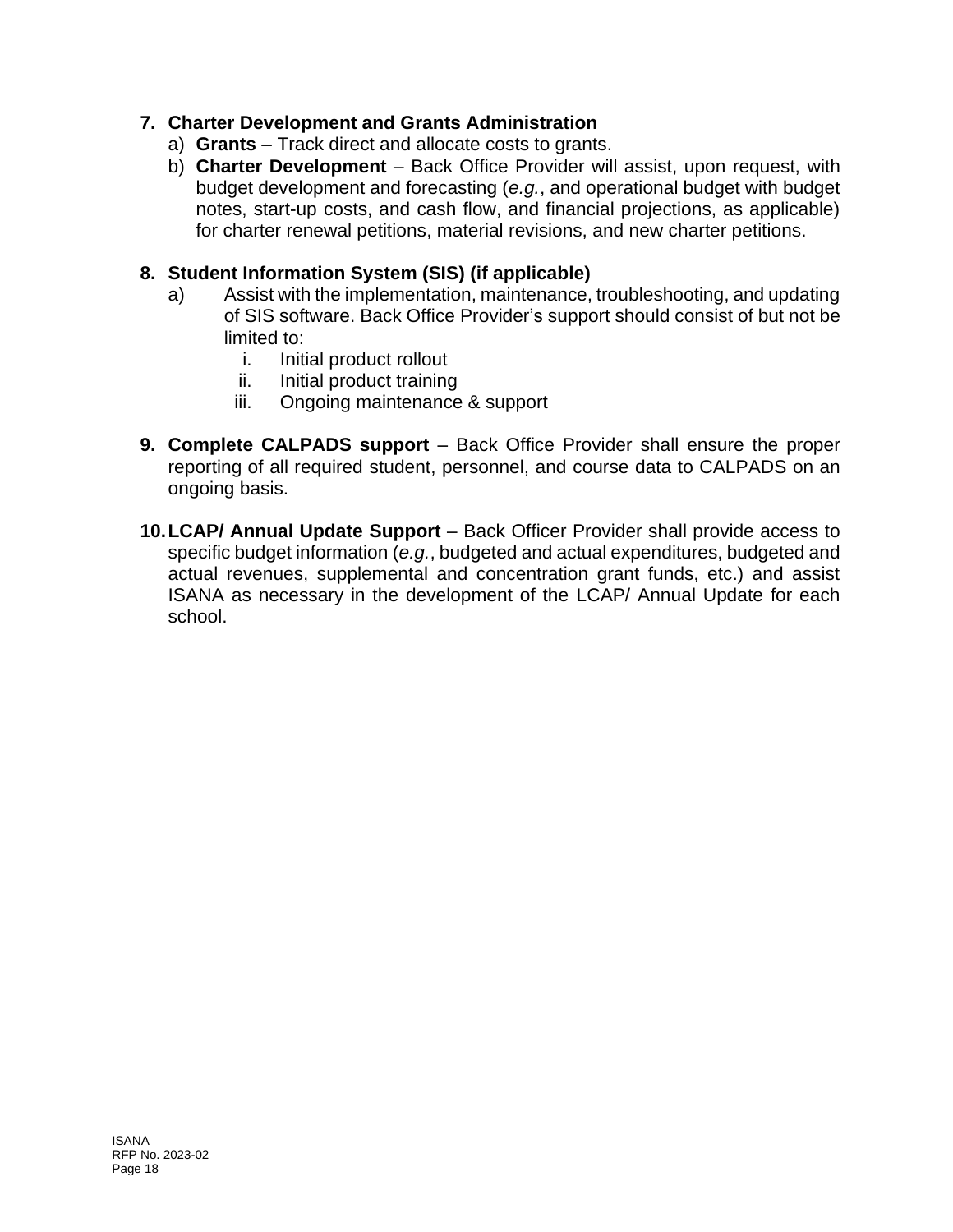7. **Charter Development and Grants Administration**
    a) **Grants** – Track direct and allocate costs to grants.
    b) **Charter Development** – Back Office Provider will assist, upon request, with budget development and forecasting (*e.g.*, and operational budget with budget notes, start-up costs, and cash flow, and financial projections, as applicable) for charter renewal petitions, material revisions, and new charter petitions.

8. **Student Information System (SIS) (if applicable)**
    a) Assist with the implementation, maintenance, troubleshooting, and updating of SIS software. Back Office Provider's support should consist of but not be limited to:
        i. Initial product rollout
        ii. Initial product training
        iii. Ongoing maintenance & support

9. **Complete CALPADS support** – Back Office Provider shall ensure the proper reporting of all required student, personnel, and course data to CALPADS on an ongoing basis.

10. **LCAP/ Annual Update Support** – Back Officer Provider shall provide access to specific budget information (*e.g.*, budgeted and actual expenditures, budgeted and actual revenues, supplemental and concentration grant funds, etc.) and assist ISANA as necessary in the development of the LCAP/ Annual Update for each school.